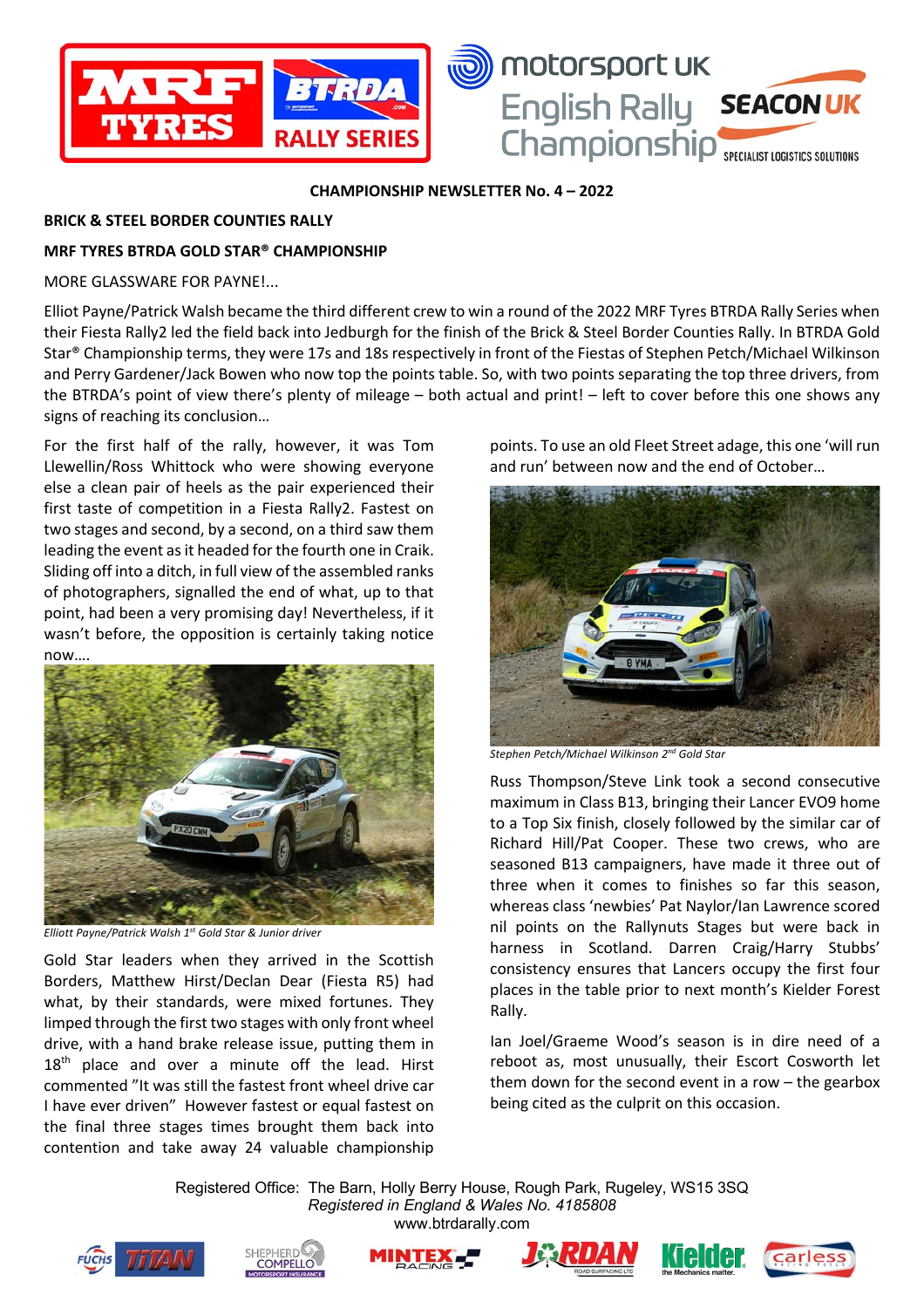**CHAMPIONSHIP NEWSLETTER No. 4 – 2022**

**BRICK & STEEL BORDER COUNTIES RALLY**

**MRF TYRES BTRDA GOLD STAR® CHAMPIONSHIP**

MORE GLASSWARE FOR PAYNE!...

Elliot Payne/Patrick Walsh became the third different crew to win a round of the 2022 MRF Tyres BTRDA Rally Series when their Fiesta Rally2 led the field back into Jedburgh for the finish of the Brick & Steel Border Counties Rally. In BTRDA Gold Star® Championship terms, they were 17s and 18s respectively in front of the Fiestas of Stephen Petch/Michael Wilkinson and Perry Gardener/Jack Bowen who now top the points table. So, with two points separating the top three drivers, from the BTRDA's point of view there's plenty of mileage – both actual and print! – left to cover before this one shows any signs of reaching its conclusion…

For the first half of the rally, however, it was Tom Llewellin/Ross Whittock who were showing everyone else a clean pair of heels as the pair experienced their first taste of competition in a Fiesta Rally2. Fastest on two stages and second, by a second, on a third saw them leading the event as it headed for the fourth one in Craik. Sliding off into a ditch, in full view of the assembled ranks of photographers, signalled the end of what, up to that point, had been a very promising day! Nevertheless, if it wasn't before, the opposition is certainly taking notice now….

*Elliott Payne/Patrick Walsh 1st Gold Star & Junior driver*

Gold Star leaders when they arrived in the Scottish Borders, Matthew Hirst/Declan Dear (Fiesta R5) had what, by their standards, were mixed fortunes. They limped through the first two stages with only front wheel drive, with a hand brake release issue, putting them in 18th place and over a minute off the lead. Hirst commented "It was still the fastest front wheel drive car I have ever driven" However fastest or equal fastest on the final three stages times brought them back into contention and take away 24 valuable championship points. To use an old Fleet Street adage, this one 'will run and run' between now and the end of October…

*Stephen Petch/Michael Wilkinson 2nd Gold Star*

Russ Thompson/Steve Link took a second consecutive maximum in Class B13, bringing their Lancer EVO9 home to a Top Six finish, closely followed by the similar car of Richard Hill/Pat Cooper. These two crews, who are seasoned B13 campaigners, have made it three out of three when it comes to finishes so far this season, whereas class 'newbies' Pat Naylor/Ian Lawrence scored nil points on the Rallynuts Stages but were back in harness in Scotland. Darren Craig/Harry Stubbs' consistency ensures that Lancers occupy the first four places in the table prior to next month's Kielder Forest Rally.

Ian Joel/Graeme Wood's season is in dire need of a reboot as, most unusually, their Escort Cosworth let them down for the second event in a row – the gearbox being cited as the culprit on this occasion.

Registered Office: The Barn, Holly Berry House, Rough Park, Rugeley, WS15 3SQ
*Registered in England & Wales No. 4185808*
www.btrdarally.com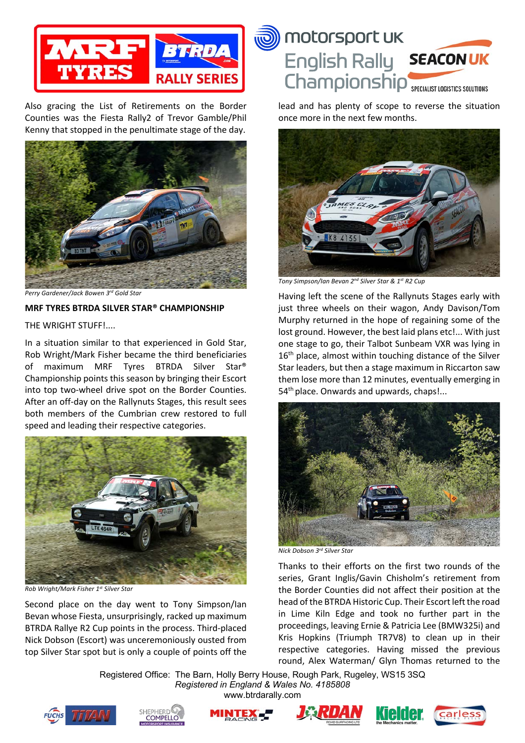Also gracing the List of Retirements on the Border Counties was the Fiesta Rally2 of Trevor Gamble/Phil Kenny that stopped in the penultimate stage of the day.

*Perry Gardener/Jack Bowen 3rd Gold Star*

**MRF TYRES BTRDA SILVER STAR® CHAMPIONSHIP**

THE WRIGHT STUFF!....

In a situation similar to that experienced in Gold Star, Rob Wright/Mark Fisher became the third beneficiaries of maximum MRF Tyres BTRDA Silver Star® Championship points this season by bringing their Escort into top two-wheel drive spot on the Border Counties. After an off-day on the Rallynuts Stages, this result sees both members of the Cumbrian crew restored to full speed and leading their respective categories.

*Rob Wright/Mark Fisher 1st Silver Star*

Second place on the day went to Tony Simpson/Ian Bevan whose Fiesta, unsurprisingly, racked up maximum BTRDA Rallye R2 Cup points in the process. Third-placed Nick Dobson (Escort) was unceremoniously ousted from top Silver Star spot but is only a couple of points off the lead and has plenty of scope to reverse the situation once more in the next few months.

*Tony Simpson/Ian Bevan 2nd Silver Star & 1st R2 Cup*

Having left the scene of the Rallynuts Stages early with just three wheels on their wagon, Andy Davison/Tom Murphy returned in the hope of regaining some of the lost ground. However, the best laid plans etc!... With just one stage to go, their Talbot Sunbeam VXR was lying in 16th place, almost within touching distance of the Silver Star leaders, but then a stage maximum in Riccarton saw them lose more than 12 minutes, eventually emerging in 54th place. Onwards and upwards, chaps!...

*Nick Dobson 3rd Silver Star*

Thanks to their efforts on the first two rounds of the series, Grant Inglis/Gavin Chisholm's retirement from the Border Counties did not affect their position at the head of the BTRDA Historic Cup. Their Escort left the road in Lime Kiln Edge and took no further part in the proceedings, leaving Ernie & Patricia Lee (BMW325i) and Kris Hopkins (Triumph TR7V8) to clean up in their respective categories. Having missed the previous round, Alex Waterman/ Glyn Thomas returned to the

Registered Office: The Barn, Holly Berry House, Rough Park, Rugeley, WS15 3SQ
*Registered in England & Wales No. 4185808*
www.btrdarally.com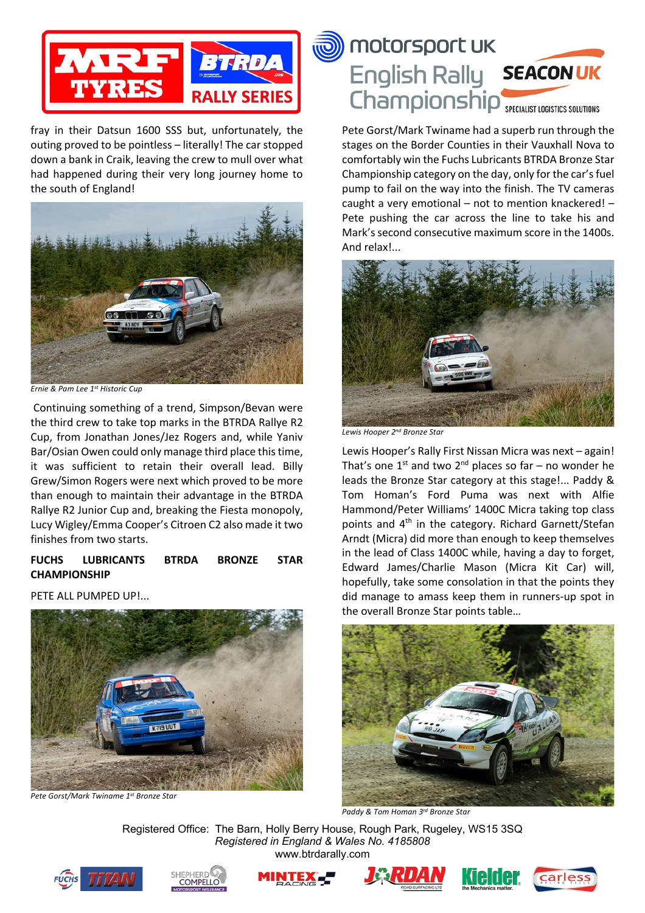fray in their Datsun 1600 SSS but, unfortunately, the outing proved to be pointless – literally! The car stopped down a bank in Craik, leaving the crew to mull over what had happened during their very long journey home to the south of England!

*Ernie & Pam Lee 1st Historic Cup*

Continuing something of a trend, Simpson/Bevan were the third crew to take top marks in the BTRDA Rallye R2 Cup, from Jonathan Jones/Jez Rogers and, while Yaniv Bar/Osian Owen could only manage third place this time, it was sufficient to retain their overall lead. Billy Grew/Simon Rogers were next which proved to be more than enough to maintain their advantage in the BTRDA Rallye R2 Junior Cup and, breaking the Fiesta monopoly, Lucy Wigley/Emma Cooper's Citroen C2 also made it two finishes from two starts.

**FUCHS LUBRICANTS BTRDA BRONZE STAR CHAMPIONSHIP**

PETE ALL PUMPED UP!...

*Pete Gorst/Mark Twiname 1st Bronze Star*

Pete Gorst/Mark Twiname had a superb run through the stages on the Border Counties in their Vauxhall Nova to comfortably win the Fuchs Lubricants BTRDA Bronze Star Championship category on the day, only for the car's fuel pump to fail on the way into the finish. The TV cameras caught a very emotional – not to mention knackered! – Pete pushing the car across the line to take his and Mark's second consecutive maximum score in the 1400s. And relax!...

*Lewis Hooper 2nd Bronze Star*

Lewis Hooper's Rally First Nissan Micra was next – again! That's one 1st and two 2nd places so far – no wonder he leads the Bronze Star category at this stage!... Paddy & Tom Homan's Ford Puma was next with Alfie Hammond/Peter Williams' 1400C Micra taking top class points and 4th in the category. Richard Garnett/Stefan Arndt (Micra) did more than enough to keep themselves in the lead of Class 1400C while, having a day to forget, Edward James/Charlie Mason (Micra Kit Car) will, hopefully, take some consolation in that the points they did manage to amass keep them in runners-up spot in the overall Bronze Star points table…

*Paddy & Tom Homan 3rd Bronze Star*

Registered Office: The Barn, Holly Berry House, Rough Park, Rugeley, WS15 3SQ
*Registered in England & Wales No. 4185808*
www.btrdarally.com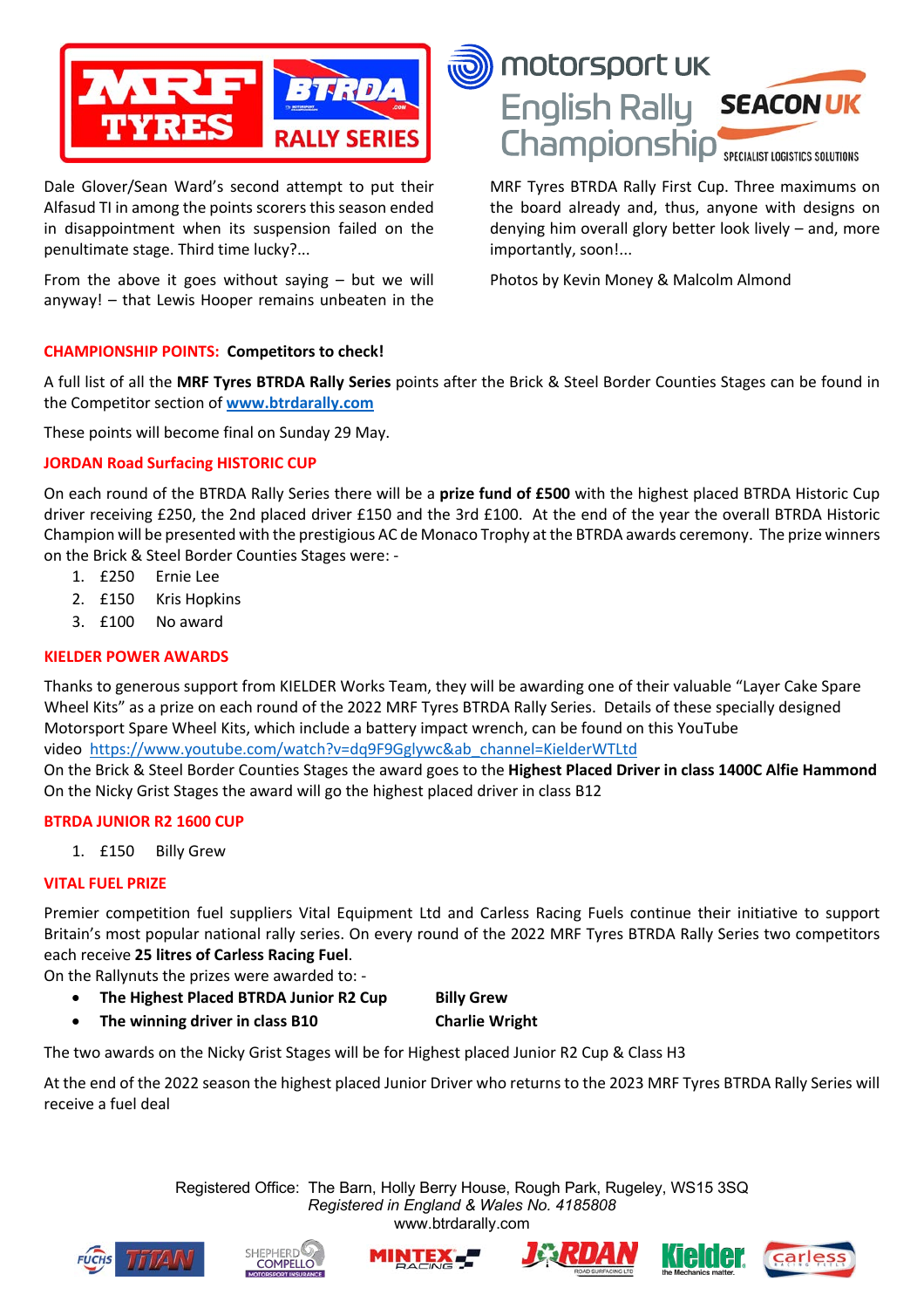Dale Glover/Sean Ward's second attempt to put their Alfasud TI in among the points scorers this season ended in disappointment when its suspension failed on the penultimate stage. Third time lucky?...

From the above it goes without saying – but we will anyway! – that Lewis Hooper remains unbeaten in the MRF Tyres BTRDA Rally First Cup. Three maximums on the board already and, thus, anyone with designs on denying him overall glory better look lively – and, more importantly, soon!...

Photos by Kevin Money & Malcolm Almond

## CHAMPIONSHIP POINTS: **Competitors to check!**

A full list of all the **MRF Tyres BTRDA Rally Series** points after the Brick & Steel Border Counties Stages can be found in the Competitor section of [www.btrdarally.com](www.btrdarally.com)

These points will become final on Sunday 29 May.

## JORDAN Road Surfacing HISTORIC CUP

On each round of the BTRDA Rally Series there will be a **prize fund of £500** with the highest placed BTRDA Historic Cup driver receiving £250, the 2nd placed driver £150 and the 3rd £100. At the end of the year the overall BTRDA Historic Champion will be presented with the prestigious AC de Monaco Trophy at the BTRDA awards ceremony. The prize winners on the Brick & Steel Border Counties Stages were: -

1. £250 Ernie Lee
2. £150 Kris Hopkins
3. £100 No award

## KIELDER POWER AWARDS

Thanks to generous support from KIELDER Works Team, they will be awarding one of their valuable "Layer Cake Spare Wheel Kits" as a prize on each round of the 2022 MRF Tyres BTRDA Rally Series. Details of these specially designed Motorsport Spare Wheel Kits, which include a battery impact wrench, can be found on this YouTube video [https://www.youtube.com/watch?v=dq9F9Gglywc&ab_channel=KielderWTLtd](https://www.youtube.com/watch?v=dq9F9Gglywc&ab_channel=KielderWTLtd)
On the Brick & Steel Border Counties Stages the award goes to the **Highest Placed Driver in class 1400C Alfie Hammond**
On the Nicky Grist Stages the award will go the highest placed driver in class B12

## BTRDA JUNIOR R2 1600 CUP

1. £150 Billy Grew

## VITAL FUEL PRIZE

Premier competition fuel suppliers Vital Equipment Ltd and Carless Racing Fuels continue their initiative to support Britain's most popular national rally series. On every round of the 2022 MRF Tyres BTRDA Rally Series two competitors each receive **25 litres of Carless Racing Fuel**.
On the Rallynuts the prizes were awarded to: -

- **The Highest Placed BTRDA Junior R2 Cup** **Billy Grew**
- **The winning driver in class B10** **Charlie Wright**

The two awards on the Nicky Grist Stages will be for Highest placed Junior R2 Cup & Class H3

At the end of the 2022 season the highest placed Junior Driver who returns to the 2023 MRF Tyres BTRDA Rally Series will receive a fuel deal

Registered Office: The Barn, Holly Berry House, Rough Park, Rugeley, WS15 3SQ
*Registered in England & Wales No. 4185808*
www.btrdarally.com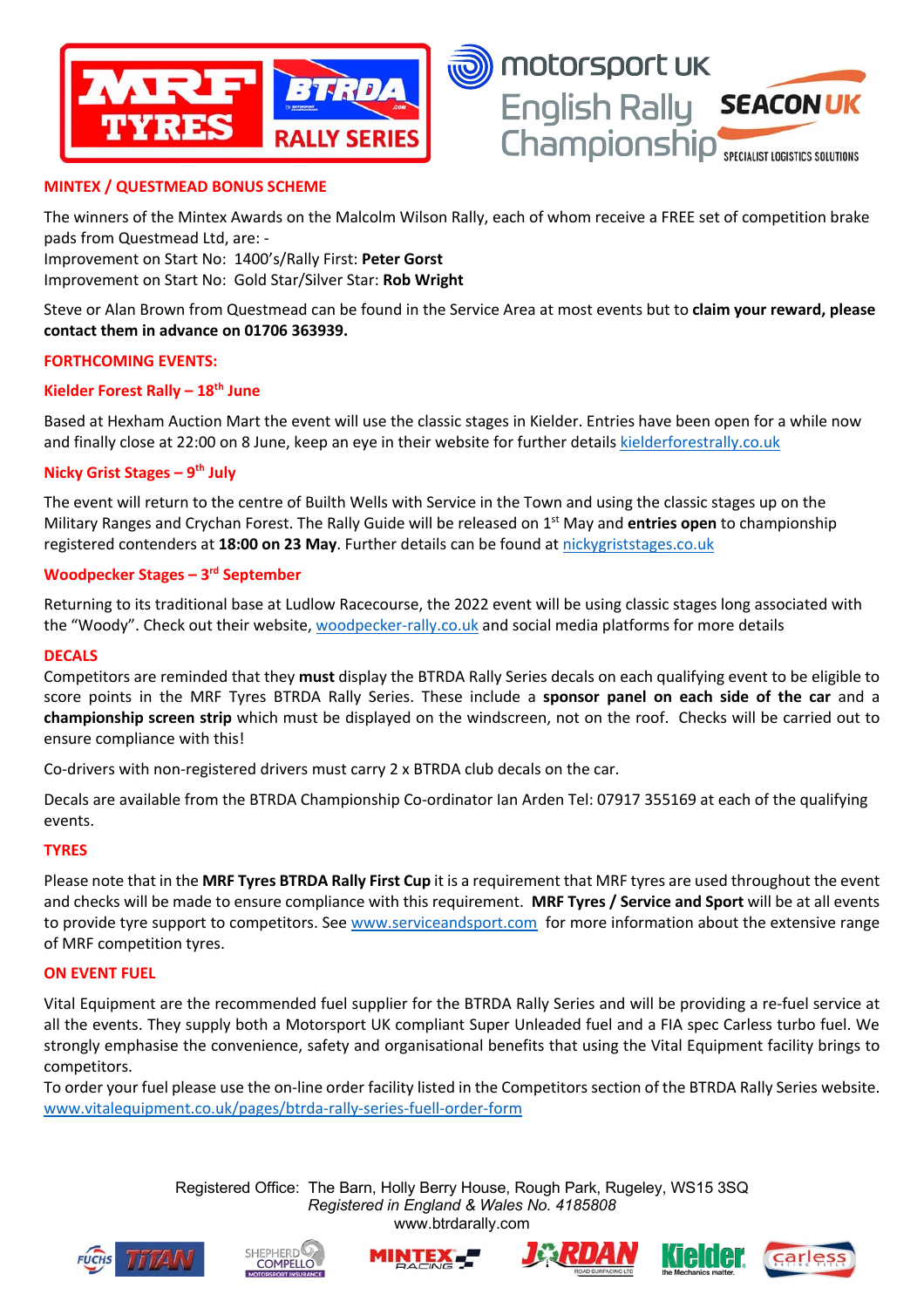## MINTEX / QUESTMEAD BONUS SCHEME

The winners of the Mintex Awards on the Malcolm Wilson Rally, each of whom receive a FREE set of competition brake pads from Questmead Ltd, are: -

Improvement on Start No: 1400's/Rally First: **Peter Gorst**

Improvement on Start No: Gold Star/Silver Star: **Rob Wright**

Steve or Alan Brown from Questmead can be found in the Service Area at most events but to **claim your reward, please contact them in advance on 01706 363939.**

## FORTHCOMING EVENTS:

### Kielder Forest Rally – 18th June

Based at Hexham Auction Mart the event will use the classic stages in Kielder. Entries have been open for a while now and finally close at 22:00 on 8 June, keep an eye in their website for further details kielderforestrally.co.uk

### Nicky Grist Stages – 9th July

The event will return to the centre of Builth Wells with Service in the Town and using the classic stages up on the Military Ranges and Crychan Forest. The Rally Guide will be released on 1st May and **entries open** to championship registered contenders at **18:00 on 23 May**. Further details can be found at nickygriststages.co.uk

### Woodpecker Stages – 3rd September

Returning to its traditional base at Ludlow Racecourse, the 2022 event will be using classic stages long associated with the "Woody". Check out their website, woodpecker-rally.co.uk and social media platforms for more details

## DECALS

Competitors are reminded that they **must** display the BTRDA Rally Series decals on each qualifying event to be eligible to score points in the MRF Tyres BTRDA Rally Series. These include a **sponsor panel on each side of the car** and a **championship screen strip** which must be displayed on the windscreen, not on the roof. Checks will be carried out to ensure compliance with this!

Co-drivers with non-registered drivers must carry 2 x BTRDA club decals on the car.

Decals are available from the BTRDA Championship Co-ordinator Ian Arden Tel: 07917 355169 at each of the qualifying events.

## TYRES

Please note that in the **MRF Tyres BTRDA Rally First Cup** it is a requirement that MRF tyres are used throughout the event and checks will be made to ensure compliance with this requirement. **MRF Tyres / Service and Sport** will be at all events to provide tyre support to competitors. See www.serviceandsport.com for more information about the extensive range of MRF competition tyres.

## ON EVENT FUEL

Vital Equipment are the recommended fuel supplier for the BTRDA Rally Series and will be providing a re-fuel service at all the events. They supply both a Motorsport UK compliant Super Unleaded fuel and a FIA spec Carless turbo fuel. We strongly emphasise the convenience, safety and organisational benefits that using the Vital Equipment facility brings to competitors.

To order your fuel please use the on-line order facility listed in the Competitors section of the BTRDA Rally Series website. www.vitalequipment.co.uk/pages/btrda-rally-series-fuell-order-form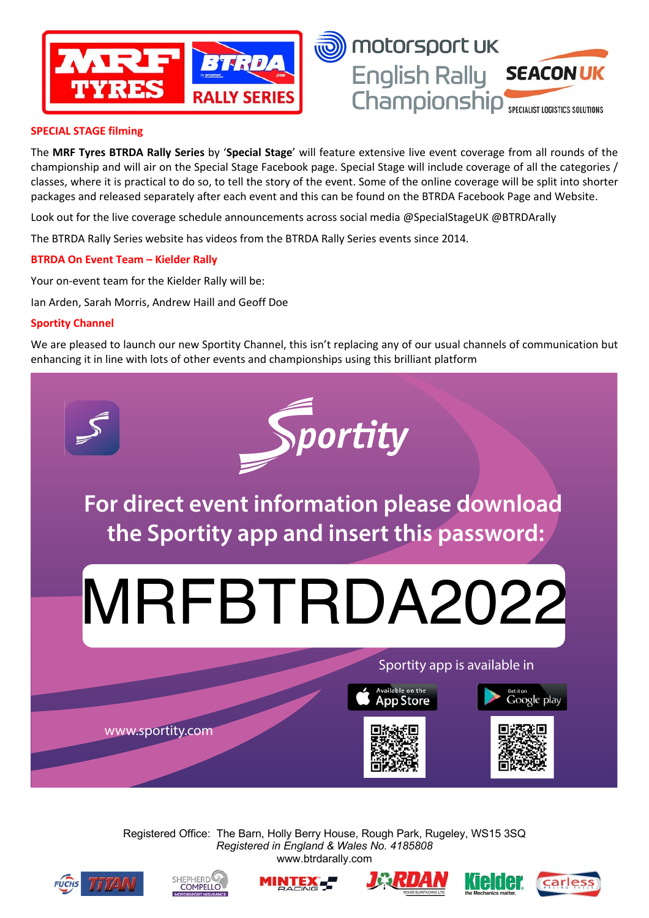## SPECIAL STAGE filming

The **MRF Tyres BTRDA Rally Series** by '**Special Stage**' will feature extensive live event coverage from all rounds of the championship and will air on the Special Stage Facebook page. Special Stage will include coverage of all the categories / classes, where it is practical to do so, to tell the story of the event. Some of the online coverage will be split into shorter packages and released separately after each event and this can be found on the BTRDA Facebook Page and Website.

Look out for the live coverage schedule announcements across social media @SpecialStageUK @BTRDArally

The BTRDA Rally Series website has videos from the BTRDA Rally Series events since 2014.

## BTRDA On Event Team – Kielder Rally

Your on-event team for the Kielder Rally will be:

Ian Arden, Sarah Morris, Andrew Haill and Geoff Doe

## Sportity Channel

We are pleased to launch our new Sportity Channel, this isn't replacing any of our usual channels of communication but enhancing it in line with lots of other events and championships using this brilliant platform

Sportity

For direct event information please download the Sportity app and insert this password:

MRFBTRDA2022

Sportity app is available in

Available on the App Store

Get it on Google play

www.sportity.com

Registered Office: The Barn, Holly Berry House, Rough Park, Rugeley, WS15 3SQ
*Registered in England & Wales No. 4185808*
www.btrdarally.com